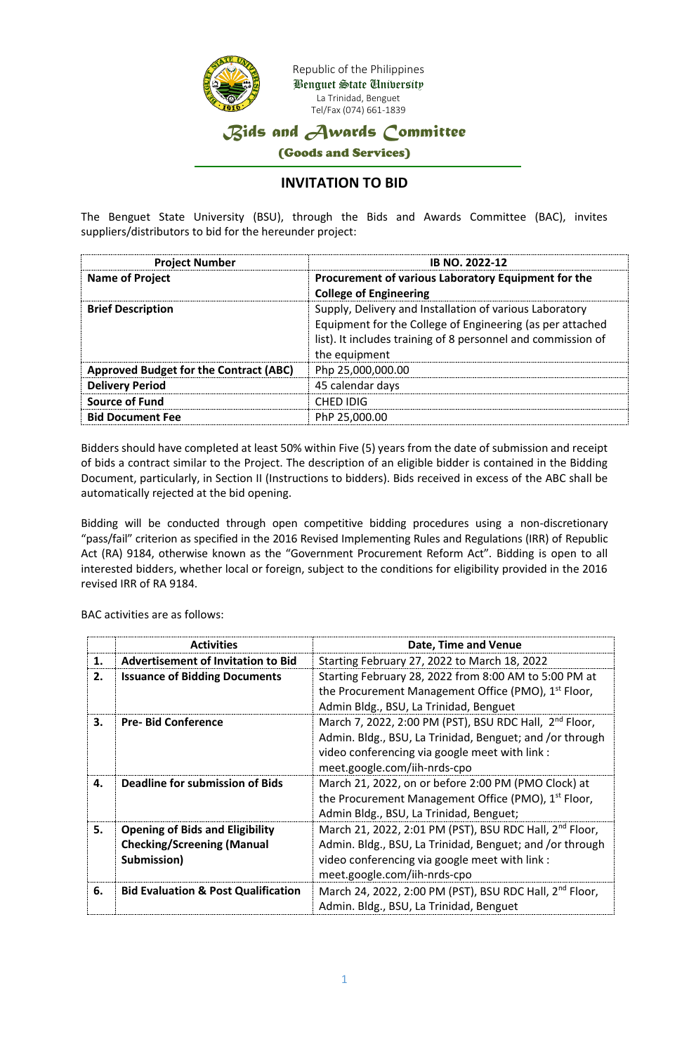Republic of the Philippines
Benguet State University
La Trinidad, Benguet
Tel/Fax (074) 661-1839

# Bids and Awards Committee

## (Goods and Services)

## INVITATION TO BID

The Benguet State University (BSU), through the Bids and Awards Committee (BAC), invites suppliers/distributors to bid for the hereunder project:

| Project Number | IB NO. 2022-12 |
|---|---|
| **Name of Project** | **Procurement of various Laboratory Equipment for the College of Engineering** |
| **Brief Description** | Supply, Delivery and Installation of various Laboratory Equipment for the College of Engineering (as per attached list). It includes training of 8 personnel and commission of the equipment |
| **Approved Budget for the Contract (ABC)** | Php 25,000,000.00 |
| **Delivery Period** | 45 calendar days |
| **Source of Fund** | CHED IDIG |
| **Bid Document Fee** | PhP 25,000.00 |

Bidders should have completed at least 50% within Five (5) years from the date of submission and receipt of bids a contract similar to the Project. The description of an eligible bidder is contained in the Bidding Document, particularly, in Section II (Instructions to bidders). Bids received in excess of the ABC shall be automatically rejected at the bid opening.

Bidding will be conducted through open competitive bidding procedures using a non-discretionary "pass/fail" criterion as specified in the 2016 Revised Implementing Rules and Regulations (IRR) of Republic Act (RA) 9184, otherwise known as the "Government Procurement Reform Act". Bidding is open to all interested bidders, whether local or foreign, subject to the conditions for eligibility provided in the 2016 revised IRR of RA 9184.

BAC activities are as follows:

| | Activities | Date, Time and Venue |
|---|---|---|
| **1.** | **Advertisement of Invitation to Bid** | Starting February 27, 2022 to March 18, 2022 |
| **2.** | **Issuance of Bidding Documents** | Starting February 28, 2022 from 8:00 AM to 5:00 PM at the Procurement Management Office (PMO), 1st Floor, Admin Bldg., BSU, La Trinidad, Benguet |
| **3.** | **Pre- Bid Conference** | March 7, 2022, 2:00 PM (PST), BSU RDC Hall, 2nd Floor, Admin. Bldg., BSU, La Trinidad, Benguet; and /or through video conferencing via google meet with link : meet.google.com/iih-nrds-cpo |
| **4.** | **Deadline for submission of Bids** | March 21, 2022, on or before 2:00 PM (PMO Clock) at the Procurement Management Office (PMO), 1st Floor, Admin Bldg., BSU, La Trinidad, Benguet; |
| **5.** | **Opening of Bids and Eligibility Checking/Screening (Manual Submission)** | March 21, 2022, 2:01 PM (PST), BSU RDC Hall, 2nd Floor, Admin. Bldg., BSU, La Trinidad, Benguet; and /or through video conferencing via google meet with link : meet.google.com/iih-nrds-cpo |
| **6.** | **Bid Evaluation & Post Qualification** | March 24, 2022, 2:00 PM (PST), BSU RDC Hall, 2nd Floor, Admin. Bldg., BSU, La Trinidad, Benguet |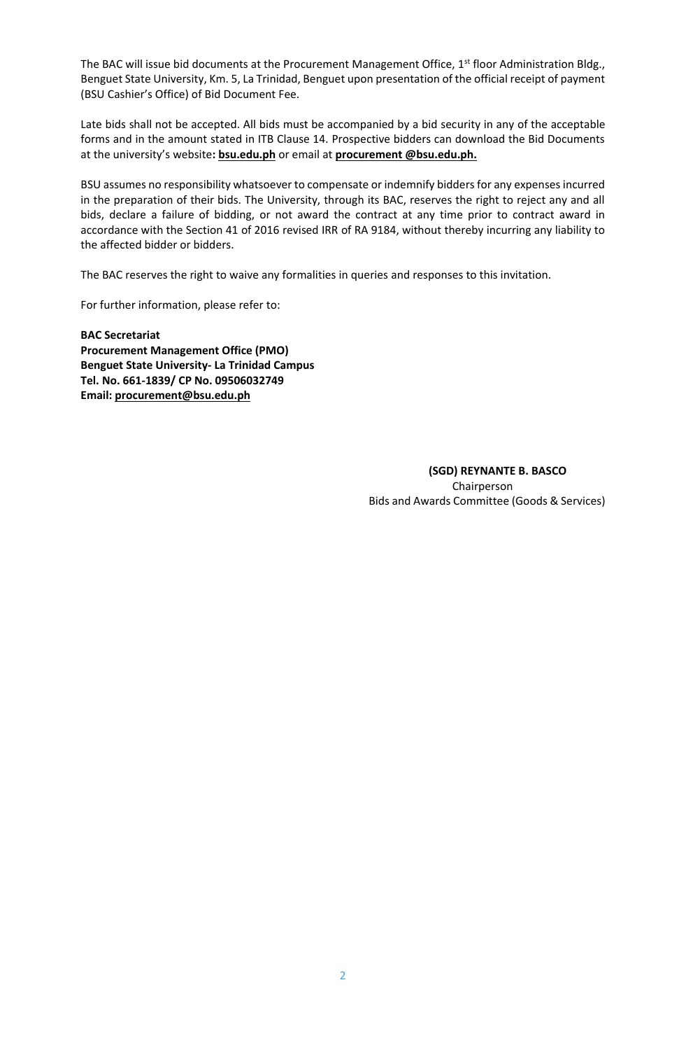The BAC will issue bid documents at the Procurement Management Office, 1st floor Administration Bldg., Benguet State University, Km. 5, La Trinidad, Benguet upon presentation of the official receipt of payment (BSU Cashier's Office) of Bid Document Fee.

Late bids shall not be accepted. All bids must be accompanied by a bid security in any of the acceptable forms and in the amount stated in ITB Clause 14. Prospective bidders can download the Bid Documents at the university's website**: bsu.edu.ph** or email at **procurement @bsu.edu.ph.**

BSU assumes no responsibility whatsoever to compensate or indemnify bidders for any expenses incurred in the preparation of their bids. The University, through its BAC, reserves the right to reject any and all bids, declare a failure of bidding, or not award the contract at any time prior to contract award in accordance with the Section 41 of 2016 revised IRR of RA 9184, without thereby incurring any liability to the affected bidder or bidders.

The BAC reserves the right to waive any formalities in queries and responses to this invitation.

For further information, please refer to:

**BAC Secretariat**
**Procurement Management Office (PMO)**
**Benguet State University- La Trinidad Campus**
**Tel. No. 661-1839/ CP No. 09506032749**
**Email: procurement@bsu.edu.ph**

**(SGD) REYNANTE B. BASCO**
Chairperson
Bids and Awards Committee (Goods & Services)